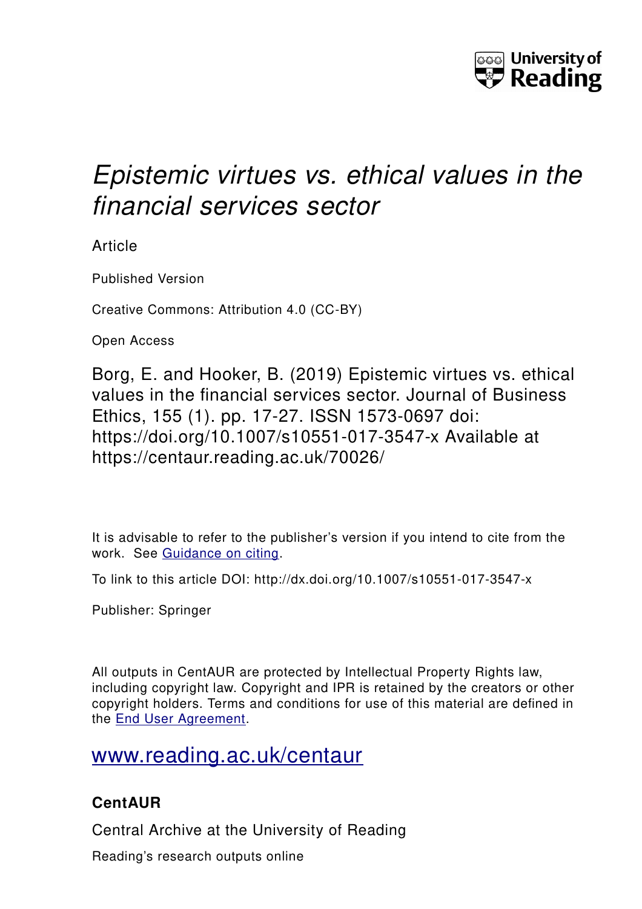University of Reading

# *Epistemic virtues vs. ethical values in the financial services sector*

Article

Published Version

Creative Commons: Attribution 4.0 (CC-BY)

Open Access

Borg, E. and Hooker, B. (2019) Epistemic virtues vs. ethical values in the financial services sector. Journal of Business Ethics, 155 (1). pp. 17-27. ISSN 1573-0697 doi: https://doi.org/10.1007/s10551-017-3547-x Available at https://centaur.reading.ac.uk/70026/

It is advisable to refer to the publisher's version if you intend to cite from the work. See Guidance on citing.

To link to this article DOI: http://dx.doi.org/10.1007/s10551-017-3547-x

Publisher: Springer

All outputs in CentAUR are protected by Intellectual Property Rights law, including copyright law. Copyright and IPR is retained by the creators or other copyright holders. Terms and conditions for use of this material are defined in the End User Agreement.

www.reading.ac.uk/centaur

**CentAUR**

Central Archive at the University of Reading

Reading's research outputs online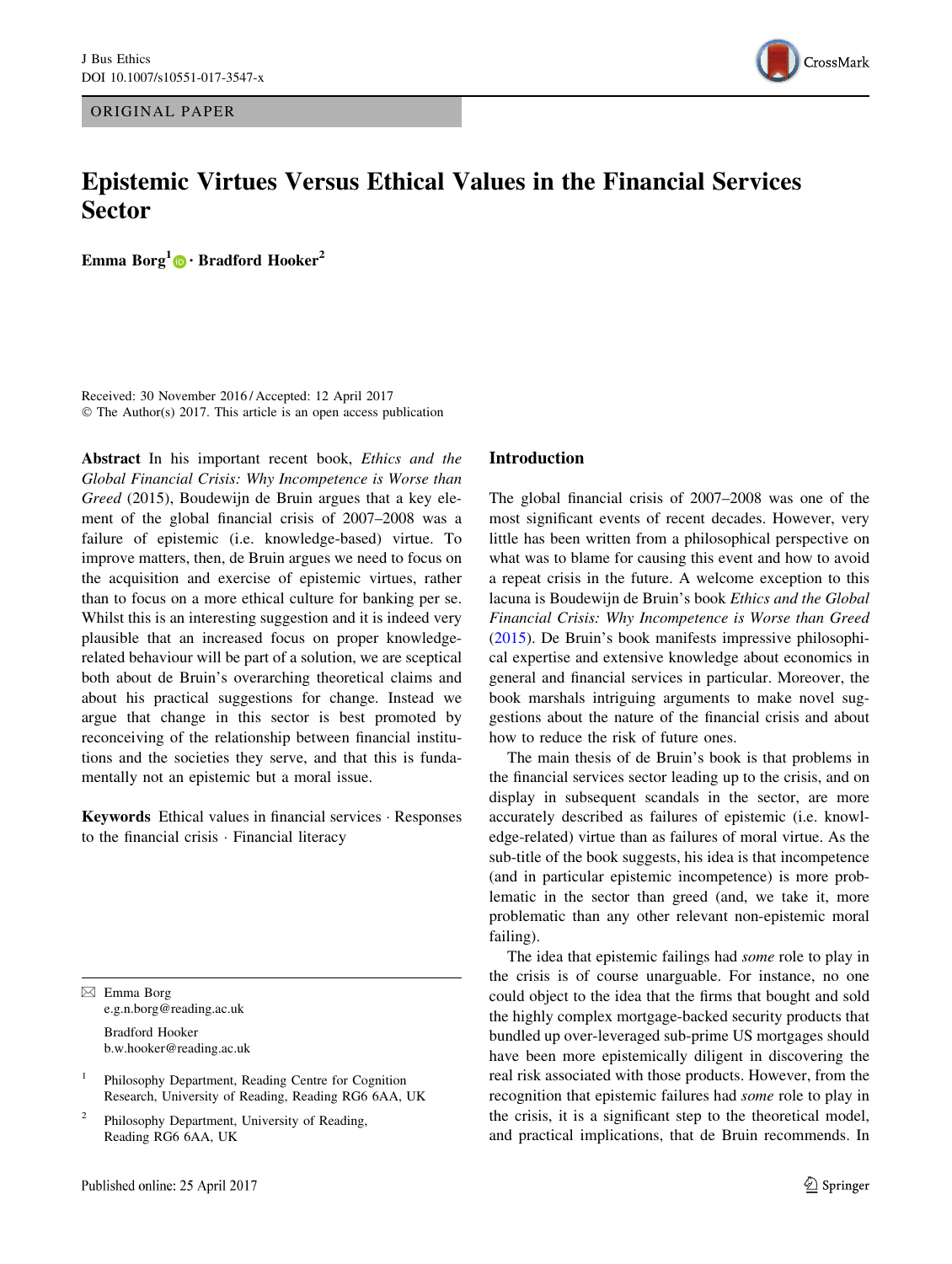# Epistemic Virtues Versus Ethical Values in the Financial Services Sector

**Emma Borg**[1] · **Bradford Hooker**[2]

Received: 30 November 2016 / Accepted: 12 April 2017
© The Author(s) 2017. This article is an open access publication

**Abstract** In his important recent book, *Ethics and the Global Financial Crisis: Why Incompetence is Worse than Greed* (2015), Boudewijn de Bruin argues that a key element of the global financial crisis of 2007–2008 was a failure of epistemic (i.e. knowledge-based) virtue. To improve matters, then, de Bruin argues we need to focus on the acquisition and exercise of epistemic virtues, rather than to focus on a more ethical culture for banking per se. Whilst this is an interesting suggestion and it is indeed very plausible that an increased focus on proper knowledge-related behaviour will be part of a solution, we are sceptical both about de Bruin's overarching theoretical claims and about his practical suggestions for change. Instead we argue that change in this sector is best promoted by reconceiving of the relationship between financial institutions and the societies they serve, and that this is fundamentally not an epistemic but a moral issue.

**Keywords** Ethical values in financial services · Responses to the financial crisis · Financial literacy

✉ Emma Borg
e.g.n.borg@reading.ac.uk

Bradford Hooker
b.w.hooker@reading.ac.uk

[1] Philosophy Department, Reading Centre for Cognition Research, University of Reading, Reading RG6 6AA, UK

[2] Philosophy Department, University of Reading, Reading RG6 6AA, UK

## Introduction

The global financial crisis of 2007–2008 was one of the most significant events of recent decades. However, very little has been written from a philosophical perspective on what was to blame for causing this event and how to avoid a repeat crisis in the future. A welcome exception to this lacuna is Boudewijn de Bruin's book *Ethics and the Global Financial Crisis: Why Incompetence is Worse than Greed* (2015). De Bruin's book manifests impressive philosophical expertise and extensive knowledge about economics in general and financial services in particular. Moreover, the book marshals intriguing arguments to make novel suggestions about the nature of the financial crisis and about how to reduce the risk of future ones.

The main thesis of de Bruin's book is that problems in the financial services sector leading up to the crisis, and on display in subsequent scandals in the sector, are more accurately described as failures of epistemic (i.e. knowledge-related) virtue than as failures of moral virtue. As the sub-title of the book suggests, his idea is that incompetence (and in particular epistemic incompetence) is more problematic in the sector than greed (and, we take it, more problematic than any other relevant non-epistemic moral failing).

The idea that epistemic failings had *some* role to play in the crisis is of course unarguable. For instance, no one could object to the idea that the firms that bought and sold the highly complex mortgage-backed security products that bundled up over-leveraged sub-prime US mortgages should have been more epistemically diligent in discovering the real risk associated with those products. However, from the recognition that epistemic failures had *some* role to play in the crisis, it is a significant step to the theoretical model, and practical implications, that de Bruin recommends. In

Published online: 25 April 2017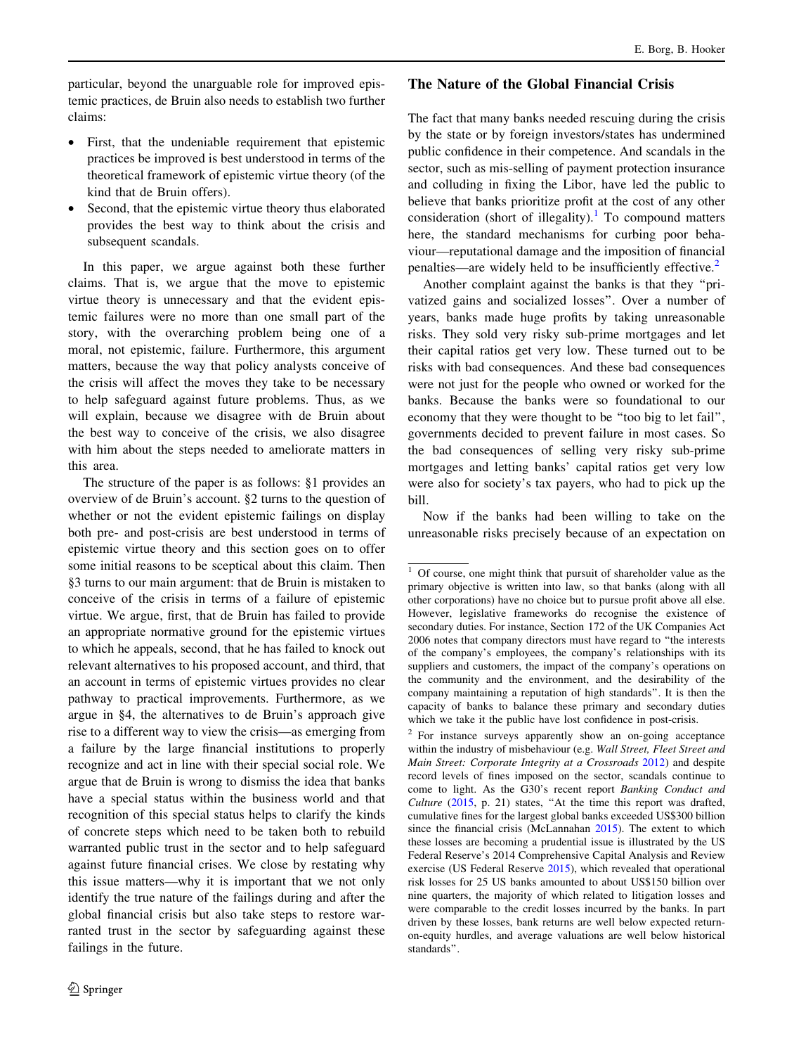particular, beyond the unarguable role for improved epistemic practices, de Bruin also needs to establish two further claims:

- First, that the undeniable requirement that epistemic practices be improved is best understood in terms of the theoretical framework of epistemic virtue theory (of the kind that de Bruin offers).
- Second, that the epistemic virtue theory thus elaborated provides the best way to think about the crisis and subsequent scandals.

In this paper, we argue against both these further claims. That is, we argue that the move to epistemic virtue theory is unnecessary and that the evident epistemic failures were no more than one small part of the story, with the overarching problem being one of a moral, not epistemic, failure. Furthermore, this argument matters, because the way that policy analysts conceive of the crisis will affect the moves they take to be necessary to help safeguard against future problems. Thus, as we will explain, because we disagree with de Bruin about the best way to conceive of the crisis, we also disagree with him about the steps needed to ameliorate matters in this area.

The structure of the paper is as follows: §1 provides an overview of de Bruin's account. §2 turns to the question of whether or not the evident epistemic failings on display both pre- and post-crisis are best understood in terms of epistemic virtue theory and this section goes on to offer some initial reasons to be sceptical about this claim. Then §3 turns to our main argument: that de Bruin is mistaken to conceive of the crisis in terms of a failure of epistemic virtue. We argue, first, that de Bruin has failed to provide an appropriate normative ground for the epistemic virtues to which he appeals, second, that he has failed to knock out relevant alternatives to his proposed account, and third, that an account in terms of epistemic virtues provides no clear pathway to practical improvements. Furthermore, as we argue in §4, the alternatives to de Bruin's approach give rise to a different way to view the crisis—as emerging from a failure by the large financial institutions to properly recognize and act in line with their special social role. We argue that de Bruin is wrong to dismiss the idea that banks have a special status within the business world and that recognition of this special status helps to clarify the kinds of concrete steps which need to be taken both to rebuild warranted public trust in the sector and to help safeguard against future financial crises. We close by restating why this issue matters—why it is important that we not only identify the true nature of the failings during and after the global financial crisis but also take steps to restore warranted trust in the sector by safeguarding against these failings in the future.

## The Nature of the Global Financial Crisis

The fact that many banks needed rescuing during the crisis by the state or by foreign investors/states has undermined public confidence in their competence. And scandals in the sector, such as mis-selling of payment protection insurance and colluding in fixing the Libor, have led the public to believe that banks prioritize profit at the cost of any other consideration (short of illegality).[1] To compound matters here, the standard mechanisms for curbing poor behaviour—reputational damage and the imposition of financial penalties—are widely held to be insufficiently effective.[2]

Another complaint against the banks is that they "privatized gains and socialized losses". Over a number of years, banks made huge profits by taking unreasonable risks. They sold very risky sub-prime mortgages and let their capital ratios get very low. These turned out to be risks with bad consequences. And these bad consequences were not just for the people who owned or worked for the banks. Because the banks were so foundational to our economy that they were thought to be "too big to let fail", governments decided to prevent failure in most cases. So the bad consequences of selling very risky sub-prime mortgages and letting banks' capital ratios get very low were also for society's tax payers, who had to pick up the bill.

Now if the banks had been willing to take on the unreasonable risks precisely because of an expectation on

---

[1] Of course, one might think that pursuit of shareholder value as the primary objective is written into law, so that banks (along with all other corporations) have no choice but to pursue profit above all else. However, legislative frameworks do recognise the existence of secondary duties. For instance, Section 172 of the UK Companies Act 2006 notes that company directors must have regard to "the interests of the company's employees, the company's relationships with its suppliers and customers, the impact of the company's operations on the community and the environment, and the desirability of the company maintaining a reputation of high standards". It is then the capacity of banks to balance these primary and secondary duties which we take it the public have lost confidence in post-crisis.

[2] For instance surveys apparently show an on-going acceptance within the industry of misbehaviour (e.g. *Wall Street, Fleet Street and Main Street: Corporate Integrity at a Crossroads* 2012) and despite record levels of fines imposed on the sector, scandals continue to come to light. As the G30's recent report *Banking Conduct and Culture* (2015, p. 21) states, "At the time this report was drafted, cumulative fines for the largest global banks exceeded US$300 billion since the financial crisis (McLannahan 2015). The extent to which these losses are becoming a prudential issue is illustrated by the US Federal Reserve's 2014 Comprehensive Capital Analysis and Review exercise (US Federal Reserve 2015), which revealed that operational risk losses for 25 US banks amounted to about US$150 billion over nine quarters, the majority of which related to litigation losses and were comparable to the credit losses incurred by the banks. In part driven by these losses, bank returns are well below expected return-on-equity hurdles, and average valuations are well below historical standards".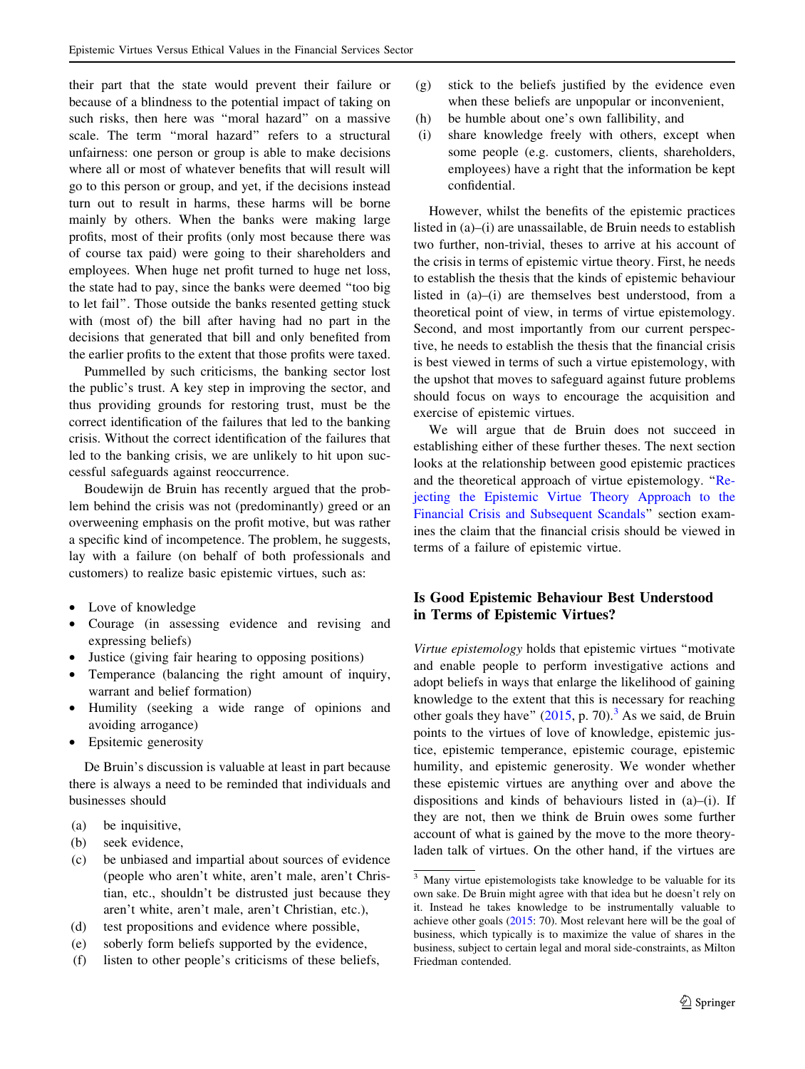their part that the state would prevent their failure or because of a blindness to the potential impact of taking on such risks, then here was "moral hazard" on a massive scale. The term "moral hazard" refers to a structural unfairness: one person or group is able to make decisions where all or most of whatever benefits that will result will go to this person or group, and yet, if the decisions instead turn out to result in harms, these harms will be borne mainly by others. When the banks were making large profits, most of their profits (only most because there was of course tax paid) were going to their shareholders and employees. When huge net profit turned to huge net loss, the state had to pay, since the banks were deemed "too big to let fail". Those outside the banks resented getting stuck with (most of) the bill after having had no part in the decisions that generated that bill and only benefited from the earlier profits to the extent that those profits were taxed.

Pummelled by such criticisms, the banking sector lost the public's trust. A key step in improving the sector, and thus providing grounds for restoring trust, must be the correct identification of the failures that led to the banking crisis. Without the correct identification of the failures that led to the banking crisis, we are unlikely to hit upon successful safeguards against reoccurrence.

Boudewijn de Bruin has recently argued that the problem behind the crisis was not (predominantly) greed or an overweening emphasis on the profit motive, but was rather a specific kind of incompetence. The problem, he suggests, lay with a failure (on behalf of both professionals and customers) to realize basic epistemic virtues, such as:

- Love of knowledge
- Courage (in assessing evidence and revising and expressing beliefs)
- Justice (giving fair hearing to opposing positions)
- Temperance (balancing the right amount of inquiry, warrant and belief formation)
- Humility (seeking a wide range of opinions and avoiding arrogance)
- Epsitemic generosity

De Bruin's discussion is valuable at least in part because there is always a need to be reminded that individuals and businesses should

(a) be inquisitive,
(b) seek evidence,
(c) be unbiased and impartial about sources of evidence (people who aren't white, aren't male, aren't Christian, etc., shouldn't be distrusted just because they aren't white, aren't male, aren't Christian, etc.),
(d) test propositions and evidence where possible,
(e) soberly form beliefs supported by the evidence,
(f) listen to other people's criticisms of these beliefs,
(g) stick to the beliefs justified by the evidence even when these beliefs are unpopular or inconvenient,
(h) be humble about one's own fallibility, and
(i) share knowledge freely with others, except when some people (e.g. customers, clients, shareholders, employees) have a right that the information be kept confidential.

However, whilst the benefits of the epistemic practices listed in (a)–(i) are unassailable, de Bruin needs to establish two further, non-trivial, theses to arrive at his account of the crisis in terms of epistemic virtue theory. First, he needs to establish the thesis that the kinds of epistemic behaviour listed in (a)–(i) are themselves best understood, from a theoretical point of view, in terms of virtue epistemology. Second, and most importantly from our current perspective, he needs to establish the thesis that the financial crisis is best viewed in terms of such a virtue epistemology, with the upshot that moves to safeguard against future problems should focus on ways to encourage the acquisition and exercise of epistemic virtues.

We will argue that de Bruin does not succeed in establishing either of these further theses. The next section looks at the relationship between good epistemic practices and the theoretical approach of virtue epistemology. "Rejecting the Epistemic Virtue Theory Approach to the Financial Crisis and Subsequent Scandals" section examines the claim that the financial crisis should be viewed in terms of a failure of epistemic virtue.

## Is Good Epistemic Behaviour Best Understood in Terms of Epistemic Virtues?

*Virtue epistemology* holds that epistemic virtues "motivate and enable people to perform investigative actions and adopt beliefs in ways that enlarge the likelihood of gaining knowledge to the extent that this is necessary for reaching other goals they have" (2015, p. 70).[3] As we said, de Bruin points to the virtues of love of knowledge, epistemic justice, epistemic temperance, epistemic courage, epistemic humility, and epistemic generosity. We wonder whether these epistemic virtues are anything over and above the dispositions and kinds of behaviours listed in (a)–(i). If they are not, then we think de Bruin owes some further account of what is gained by the move to the more theory-laden talk of virtues. On the other hand, if the virtues are

[3] Many virtue epistemologists take knowledge to be valuable for its own sake. De Bruin might agree with that idea but he doesn't rely on it. Instead he takes knowledge to be instrumentally valuable to achieve other goals (2015: 70). Most relevant here will be the goal of business, which typically is to maximize the value of shares in the business, subject to certain legal and moral side-constraints, as Milton Friedman contended.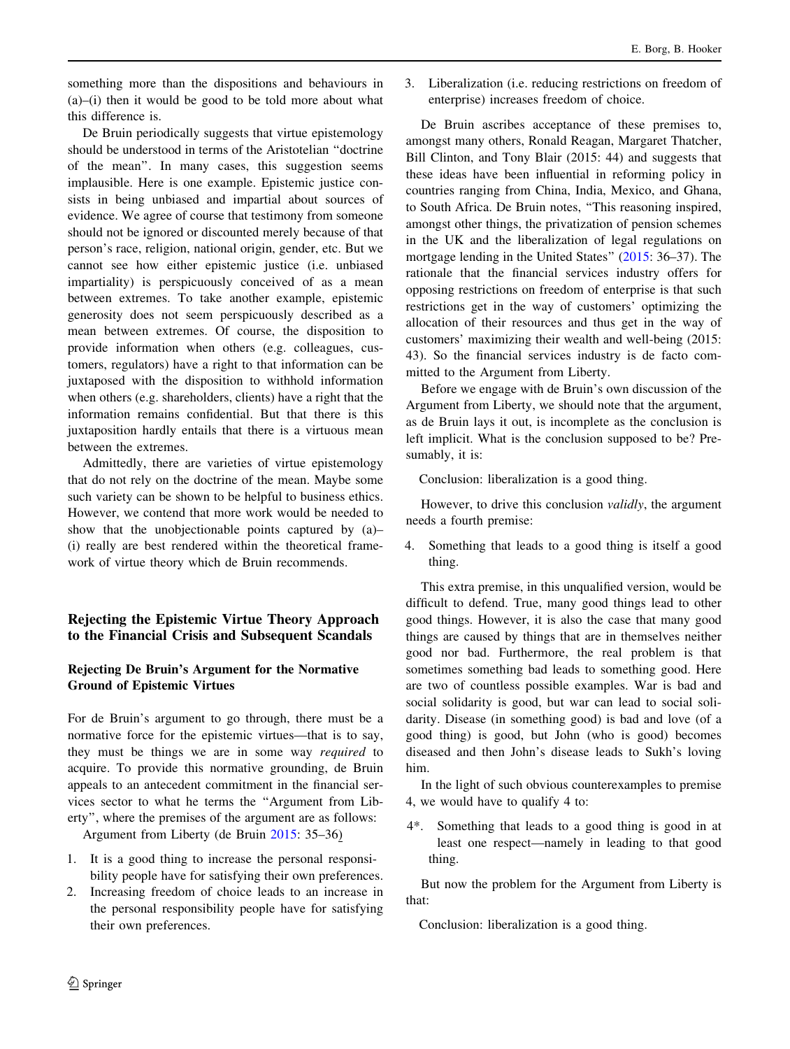something more than the dispositions and behaviours in (a)–(i) then it would be good to be told more about what this difference is.

De Bruin periodically suggests that virtue epistemology should be understood in terms of the Aristotelian "doctrine of the mean". In many cases, this suggestion seems implausible. Here is one example. Epistemic justice consists in being unbiased and impartial about sources of evidence. We agree of course that testimony from someone should not be ignored or discounted merely because of that person's race, religion, national origin, gender, etc. But we cannot see how either epistemic justice (i.e. unbiased impartiality) is perspicuously conceived of as a mean between extremes. To take another example, epistemic generosity does not seem perspicuously described as a mean between extremes. Of course, the disposition to provide information when others (e.g. colleagues, customers, regulators) have a right to that information can be juxtaposed with the disposition to withhold information when others (e.g. shareholders, clients) have a right that the information remains confidential. But that there is this juxtaposition hardly entails that there is a virtuous mean between the extremes.

Admittedly, there are varieties of virtue epistemology that do not rely on the doctrine of the mean. Maybe some such variety can be shown to be helpful to business ethics. However, we contend that more work would be needed to show that the unobjectionable points captured by (a)–(i) really are best rendered within the theoretical framework of virtue theory which de Bruin recommends.

## Rejecting the Epistemic Virtue Theory Approach to the Financial Crisis and Subsequent Scandals

### Rejecting De Bruin's Argument for the Normative Ground of Epistemic Virtues

For de Bruin's argument to go through, there must be a normative force for the epistemic virtues—that is to say, they must be things we are in some way *required* to acquire. To provide this normative grounding, de Bruin appeals to an antecedent commitment in the financial services sector to what he terms the "Argument from Liberty", where the premises of the argument are as follows:

Argument from Liberty (de Bruin 2015: 35–36)

1. It is a good thing to increase the personal responsibility people have for satisfying their own preferences.
2. Increasing freedom of choice leads to an increase in the personal responsibility people have for satisfying their own preferences.
3. Liberalization (i.e. reducing restrictions on freedom of enterprise) increases freedom of choice.

De Bruin ascribes acceptance of these premises to, amongst many others, Ronald Reagan, Margaret Thatcher, Bill Clinton, and Tony Blair (2015: 44) and suggests that these ideas have been influential in reforming policy in countries ranging from China, India, Mexico, and Ghana, to South Africa. De Bruin notes, "This reasoning inspired, amongst other things, the privatization of pension schemes in the UK and the liberalization of legal regulations on mortgage lending in the United States" (2015: 36–37). The rationale that the financial services industry offers for opposing restrictions on freedom of enterprise is that such restrictions get in the way of customers' optimizing the allocation of their resources and thus get in the way of customers' maximizing their wealth and well-being (2015: 43). So the financial services industry is de facto committed to the Argument from Liberty.

Before we engage with de Bruin's own discussion of the Argument from Liberty, we should note that the argument, as de Bruin lays it out, is incomplete as the conclusion is left implicit. What is the conclusion supposed to be? Presumably, it is:

Conclusion: liberalization is a good thing.

However, to drive this conclusion *validly*, the argument needs a fourth premise:

4. Something that leads to a good thing is itself a good thing.

This extra premise, in this unqualified version, would be difficult to defend. True, many good things lead to other good things. However, it is also the case that many good things are caused by things that are in themselves neither good nor bad. Furthermore, the real problem is that sometimes something bad leads to something good. Here are two of countless possible examples. War is bad and social solidarity is good, but war can lead to social solidarity. Disease (in something good) is bad and love (of a good thing) is good, but John (who is good) becomes diseased and then John's disease leads to Sukh's loving him.

In the light of such obvious counterexamples to premise 4, we would have to qualify 4 to:

4*. Something that leads to a good thing is good in at least one respect—namely in leading to that good thing.

But now the problem for the Argument from Liberty is that:

Conclusion: liberalization is a good thing.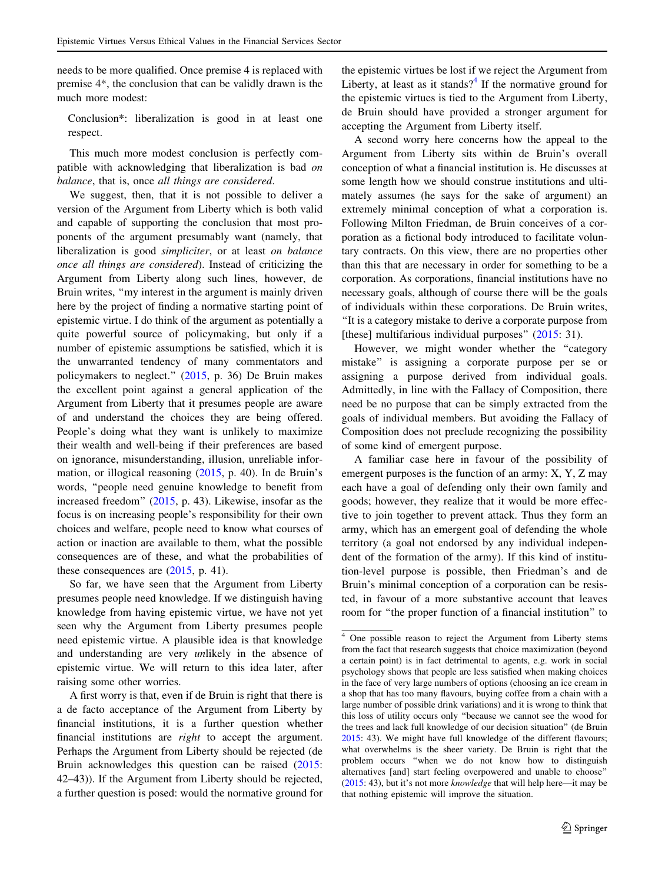needs to be more qualified. Once premise 4 is replaced with premise 4*, the conclusion that can be validly drawn is the much more modest:

> Conclusion*: liberalization is good in at least one respect.

This much more modest conclusion is perfectly compatible with acknowledging that liberalization is bad *on balance*, that is, once *all things are considered*.

We suggest, then, that it is not possible to deliver a version of the Argument from Liberty which is both valid and capable of supporting the conclusion that most proponents of the argument presumably want (namely, that liberalization is good *simpliciter*, or at least *on balance once all things are considered*). Instead of criticizing the Argument from Liberty along such lines, however, de Bruin writes, "my interest in the argument is mainly driven here by the project of finding a normative starting point of epistemic virtue. I do think of the argument as potentially a quite powerful source of policymaking, but only if a number of epistemic assumptions be satisfied, which it is the unwarranted tendency of many commentators and policymakers to neglect." (2015, p. 36) De Bruin makes the excellent point against a general application of the Argument from Liberty that it presumes people are aware of and understand the choices they are being offered. People's doing what they want is unlikely to maximize their wealth and well-being if their preferences are based on ignorance, misunderstanding, illusion, unreliable information, or illogical reasoning (2015, p. 40). In de Bruin's words, "people need genuine knowledge to benefit from increased freedom" (2015, p. 43). Likewise, insofar as the focus is on increasing people's responsibility for their own choices and welfare, people need to know what courses of action or inaction are available to them, what the possible consequences are of these, and what the probabilities of these consequences are (2015, p. 41).

So far, we have seen that the Argument from Liberty presumes people need knowledge. If we distinguish having knowledge from having epistemic virtue, we have not yet seen why the Argument from Liberty presumes people need epistemic virtue. A plausible idea is that knowledge and understanding are very *un*likely in the absence of epistemic virtue. We will return to this idea later, after raising some other worries.

A first worry is that, even if de Bruin is right that there is a de facto acceptance of the Argument from Liberty by financial institutions, it is a further question whether financial institutions are *right* to accept the argument. Perhaps the Argument from Liberty should be rejected (de Bruin acknowledges this question can be raised (2015: 42–43)). If the Argument from Liberty should be rejected, a further question is posed: would the normative ground for the epistemic virtues be lost if we reject the Argument from Liberty, at least as it stands?[4] If the normative ground for the epistemic virtues is tied to the Argument from Liberty, de Bruin should have provided a stronger argument for accepting the Argument from Liberty itself.

A second worry here concerns how the appeal to the Argument from Liberty sits within de Bruin's overall conception of what a financial institution is. He discusses at some length how we should construe institutions and ultimately assumes (he says for the sake of argument) an extremely minimal conception of what a corporation is. Following Milton Friedman, de Bruin conceives of a corporation as a fictional body introduced to facilitate voluntary contracts. On this view, there are no properties other than this that are necessary in order for something to be a corporation. As corporations, financial institutions have no necessary goals, although of course there will be the goals of individuals within these corporations. De Bruin writes, "It is a category mistake to derive a corporate purpose from [these] multifarious individual purposes" (2015: 31).

However, we might wonder whether the "category mistake" is assigning a corporate purpose per se or assigning a purpose derived from individual goals. Admittedly, in line with the Fallacy of Composition, there need be no purpose that can be simply extracted from the goals of individual members. But avoiding the Fallacy of Composition does not preclude recognizing the possibility of some kind of emergent purpose.

A familiar case here in favour of the possibility of emergent purposes is the function of an army: X, Y, Z may each have a goal of defending only their own family and goods; however, they realize that it would be more effective to join together to prevent attack. Thus they form an army, which has an emergent goal of defending the whole territory (a goal not endorsed by any individual independent of the formation of the army). If this kind of institution-level purpose is possible, then Friedman's and de Bruin's minimal conception of a corporation can be resisted, in favour of a more substantive account that leaves room for "the proper function of a financial institution" to

---

[4] One possible reason to reject the Argument from Liberty stems from the fact that research suggests that choice maximization (beyond a certain point) is in fact detrimental to agents, e.g. work in social psychology shows that people are less satisfied when making choices in the face of very large numbers of options (choosing an ice cream in a shop that has too many flavours, buying coffee from a chain with a large number of possible drink variations) and it is wrong to think that this loss of utility occurs only "because we cannot see the wood for the trees and lack full knowledge of our decision situation" (de Bruin 2015: 43). We might have full knowledge of the different flavours; what overwhelms is the sheer variety. De Bruin is right that the problem occurs "when we do not know how to distinguish alternatives [and] start feeling overpowered and unable to choose" (2015: 43), but it's not more *knowledge* that will help here—it may be that nothing epistemic will improve the situation.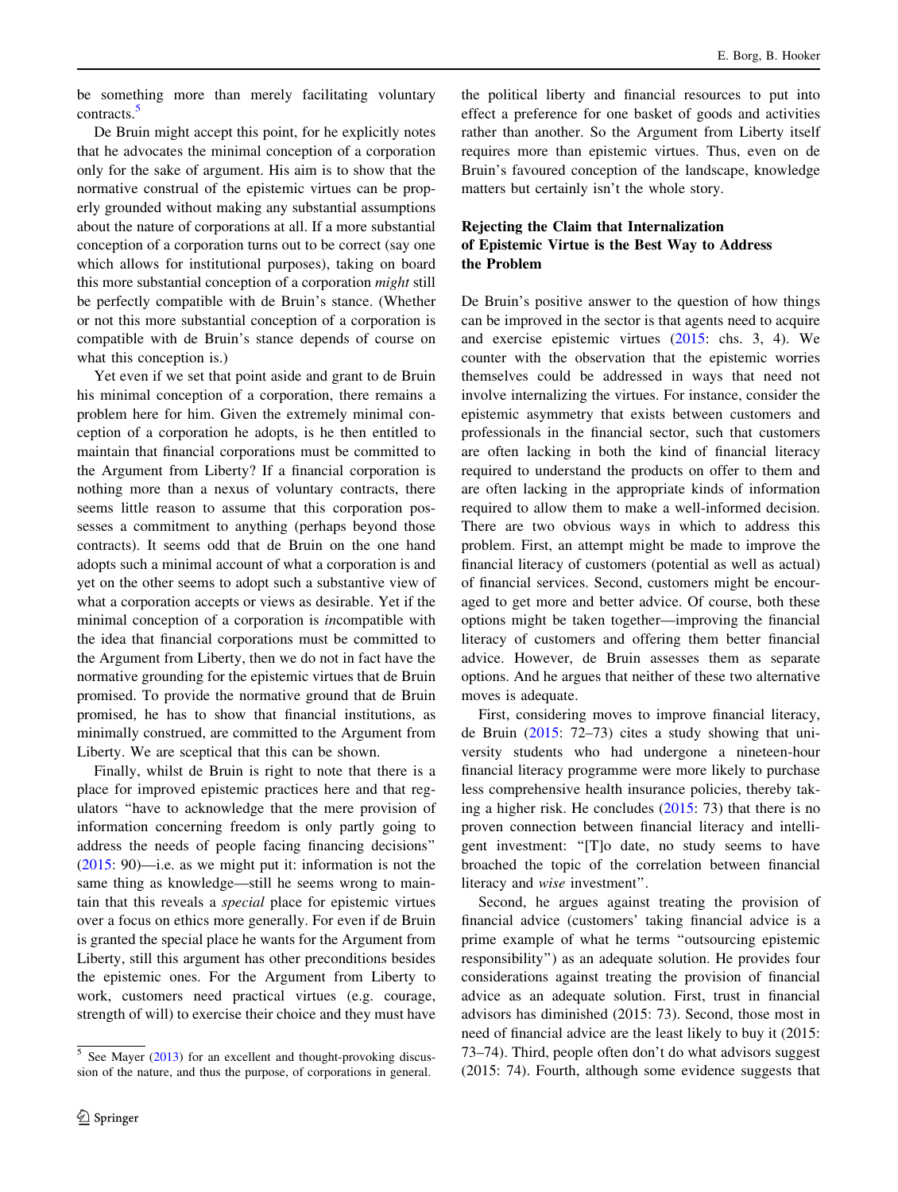be something more than merely facilitating voluntary contracts.[5]

De Bruin might accept this point, for he explicitly notes that he advocates the minimal conception of a corporation only for the sake of argument. His aim is to show that the normative construal of the epistemic virtues can be properly grounded without making any substantial assumptions about the nature of corporations at all. If a more substantial conception of a corporation turns out to be correct (say one which allows for institutional purposes), taking on board this more substantial conception of a corporation *might* still be perfectly compatible with de Bruin's stance. (Whether or not this more substantial conception of a corporation is compatible with de Bruin's stance depends of course on what this conception is.)

Yet even if we set that point aside and grant to de Bruin his minimal conception of a corporation, there remains a problem here for him. Given the extremely minimal conception of a corporation he adopts, is he then entitled to maintain that financial corporations must be committed to the Argument from Liberty? If a financial corporation is nothing more than a nexus of voluntary contracts, there seems little reason to assume that this corporation possesses a commitment to anything (perhaps beyond those contracts). It seems odd that de Bruin on the one hand adopts such a minimal account of what a corporation is and yet on the other seems to adopt such a substantive view of what a corporation accepts or views as desirable. Yet if the minimal conception of a corporation is *in*compatible with the idea that financial corporations must be committed to the Argument from Liberty, then we do not in fact have the normative grounding for the epistemic virtues that de Bruin promised. To provide the normative ground that de Bruin promised, he has to show that financial institutions, as minimally construed, are committed to the Argument from Liberty. We are sceptical that this can be shown.

Finally, whilst de Bruin is right to note that there is a place for improved epistemic practices here and that regulators "have to acknowledge that the mere provision of information concerning freedom is only partly going to address the needs of people facing financing decisions" (2015: 90)—i.e. as we might put it: information is not the same thing as knowledge—still he seems wrong to maintain that this reveals a *special* place for epistemic virtues over a focus on ethics more generally. For even if de Bruin is granted the special place he wants for the Argument from Liberty, still this argument has other preconditions besides the epistemic ones. For the Argument from Liberty to work, customers need practical virtues (e.g. courage, strength of will) to exercise their choice and they must have the political liberty and financial resources to put into effect a preference for one basket of goods and activities rather than another. So the Argument from Liberty itself requires more than epistemic virtues. Thus, even on de Bruin's favoured conception of the landscape, knowledge matters but certainly isn't the whole story.

## Rejecting the Claim that Internalization of Epistemic Virtue is the Best Way to Address the Problem

De Bruin's positive answer to the question of how things can be improved in the sector is that agents need to acquire and exercise epistemic virtues (2015: chs. 3, 4). We counter with the observation that the epistemic worries themselves could be addressed in ways that need not involve internalizing the virtues. For instance, consider the epistemic asymmetry that exists between customers and professionals in the financial sector, such that customers are often lacking in both the kind of financial literacy required to understand the products on offer to them and are often lacking in the appropriate kinds of information required to allow them to make a well-informed decision. There are two obvious ways in which to address this problem. First, an attempt might be made to improve the financial literacy of customers (potential as well as actual) of financial services. Second, customers might be encouraged to get more and better advice. Of course, both these options might be taken together—improving the financial literacy of customers and offering them better financial advice. However, de Bruin assesses them as separate options. And he argues that neither of these two alternative moves is adequate.

First, considering moves to improve financial literacy, de Bruin (2015: 72–73) cites a study showing that university students who had undergone a nineteen-hour financial literacy programme were more likely to purchase less comprehensive health insurance policies, thereby taking a higher risk. He concludes (2015: 73) that there is no proven connection between financial literacy and intelligent investment: "[T]o date, no study seems to have broached the topic of the correlation between financial literacy and *wise* investment".

Second, he argues against treating the provision of financial advice (customers' taking financial advice is a prime example of what he terms "outsourcing epistemic responsibility") as an adequate solution. He provides four considerations against treating the provision of financial advice as an adequate solution. First, trust in financial advisors has diminished (2015: 73). Second, those most in need of financial advice are the least likely to buy it (2015: 73–74). Third, people often don't do what advisors suggest (2015: 74). Fourth, although some evidence suggests that

[5] See Mayer (2013) for an excellent and thought-provoking discussion of the nature, and thus the purpose, of corporations in general.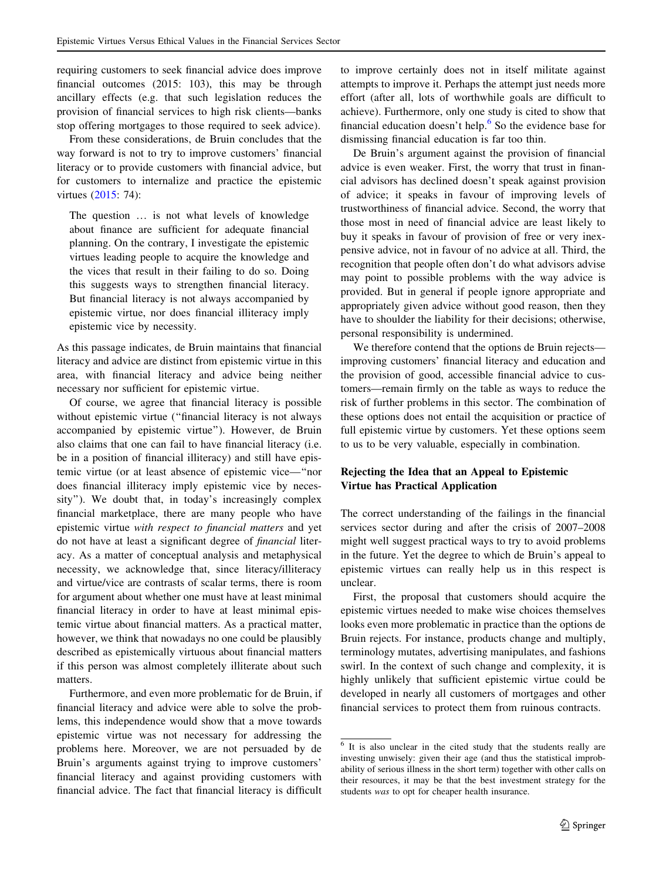requiring customers to seek financial advice does improve financial outcomes (2015: 103), this may be through ancillary effects (e.g. that such legislation reduces the provision of financial services to high risk clients—banks stop offering mortgages to those required to seek advice).

From these considerations, de Bruin concludes that the way forward is not to try to improve customers' financial literacy or to provide customers with financial advice, but for customers to internalize and practice the epistemic virtues (2015: 74):

> The question … is not what levels of knowledge about finance are sufficient for adequate financial planning. On the contrary, I investigate the epistemic virtues leading people to acquire the knowledge and the vices that result in their failing to do so. Doing this suggests ways to strengthen financial literacy. But financial literacy is not always accompanied by epistemic virtue, nor does financial illiteracy imply epistemic vice by necessity.

As this passage indicates, de Bruin maintains that financial literacy and advice are distinct from epistemic virtue in this area, with financial literacy and advice being neither necessary nor sufficient for epistemic virtue.

Of course, we agree that financial literacy is possible without epistemic virtue ("financial literacy is not always accompanied by epistemic virtue"). However, de Bruin also claims that one can fail to have financial literacy (i.e. be in a position of financial illiteracy) and still have epistemic virtue (or at least absence of epistemic vice—"nor does financial illiteracy imply epistemic vice by necessity"). We doubt that, in today's increasingly complex financial marketplace, there are many people who have epistemic virtue *with respect to financial matters* and yet do not have at least a significant degree of *financial* literacy. As a matter of conceptual analysis and metaphysical necessity, we acknowledge that, since literacy/illiteracy and virtue/vice are contrasts of scalar terms, there is room for argument about whether one must have at least minimal financial literacy in order to have at least minimal epistemic virtue about financial matters. As a practical matter, however, we think that nowadays no one could be plausibly described as epistemically virtuous about financial matters if this person was almost completely illiterate about such matters.

Furthermore, and even more problematic for de Bruin, if financial literacy and advice were able to solve the problems, this independence would show that a move towards epistemic virtue was not necessary for addressing the problems here. Moreover, we are not persuaded by de Bruin's arguments against trying to improve customers' financial literacy and against providing customers with financial advice. The fact that financial literacy is difficult to improve certainly does not in itself militate against attempts to improve it. Perhaps the attempt just needs more effort (after all, lots of worthwhile goals are difficult to achieve). Furthermore, only one study is cited to show that financial education doesn't help.[6] So the evidence base for dismissing financial education is far too thin.

De Bruin's argument against the provision of financial advice is even weaker. First, the worry that trust in financial advisors has declined doesn't speak against provision of advice; it speaks in favour of improving levels of trustworthiness of financial advice. Second, the worry that those most in need of financial advice are least likely to buy it speaks in favour of provision of free or very inexpensive advice, not in favour of no advice at all. Third, the recognition that people often don't do what advisors advise may point to possible problems with the way advice is provided. But in general if people ignore appropriate and appropriately given advice without good reason, then they have to shoulder the liability for their decisions; otherwise, personal responsibility is undermined.

We therefore contend that the options de Bruin rejects—improving customers' financial literacy and education and the provision of good, accessible financial advice to customers—remain firmly on the table as ways to reduce the risk of further problems in this sector. The combination of these options does not entail the acquisition or practice of full epistemic virtue by customers. Yet these options seem to us to be very valuable, especially in combination.

## Rejecting the Idea that an Appeal to Epistemic Virtue has Practical Application

The correct understanding of the failings in the financial services sector during and after the crisis of 2007–2008 might well suggest practical ways to try to avoid problems in the future. Yet the degree to which de Bruin's appeal to epistemic virtues can really help us in this respect is unclear.

First, the proposal that customers should acquire the epistemic virtues needed to make wise choices themselves looks even more problematic in practice than the options de Bruin rejects. For instance, products change and multiply, terminology mutates, advertising manipulates, and fashions swirl. In the context of such change and complexity, it is highly unlikely that sufficient epistemic virtue could be developed in nearly all customers of mortgages and other financial services to protect them from ruinous contracts.

---

[6] It is also unclear in the cited study that the students really are investing unwisely: given their age (and thus the statistical improbability of serious illness in the short term) together with other calls on their resources, it may be that the best investment strategy for the students *was* to opt for cheaper health insurance.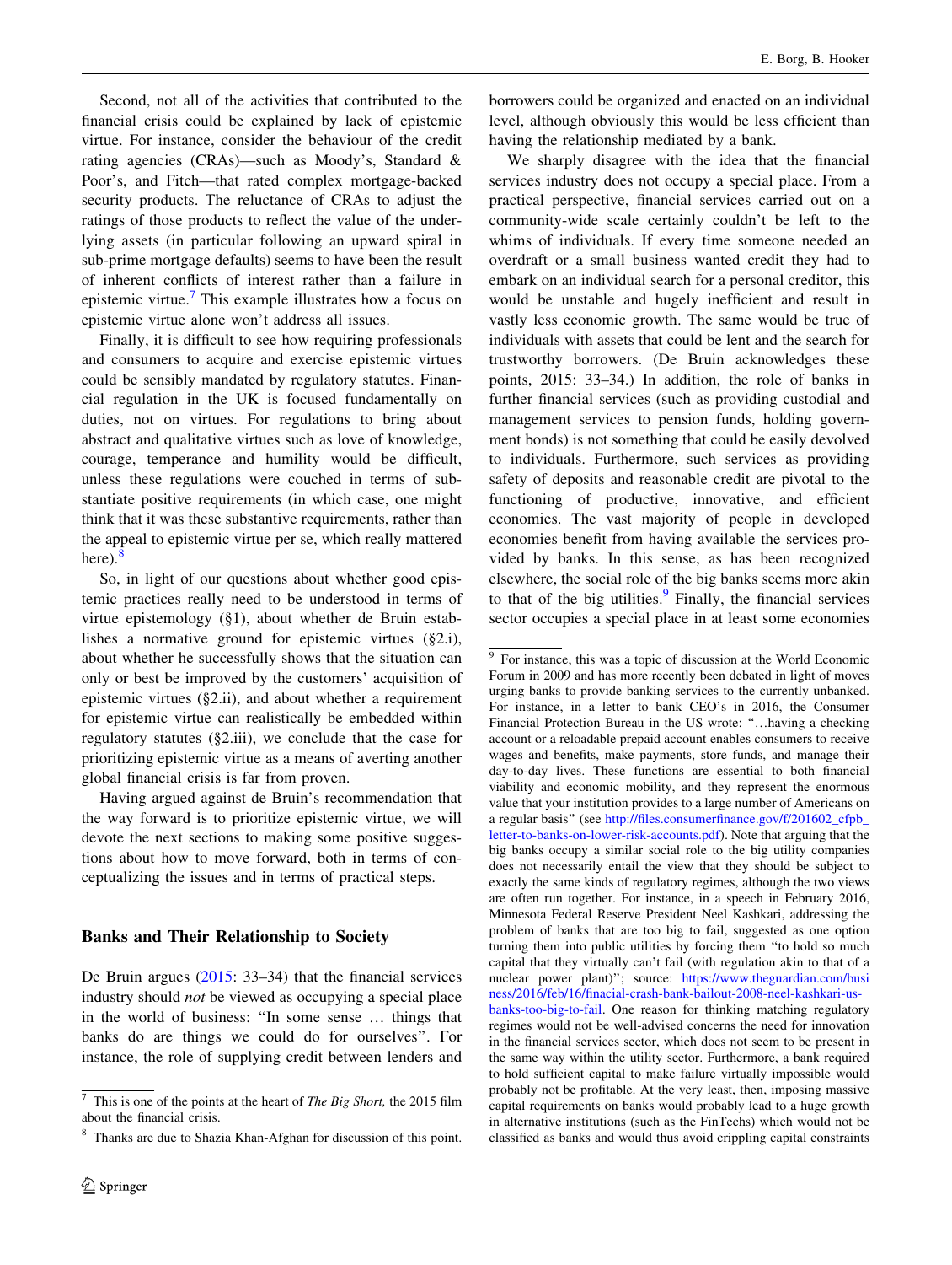Second, not all of the activities that contributed to the financial crisis could be explained by lack of epistemic virtue. For instance, consider the behaviour of the credit rating agencies (CRAs)—such as Moody's, Standard & Poor's, and Fitch—that rated complex mortgage-backed security products. The reluctance of CRAs to adjust the ratings of those products to reflect the value of the underlying assets (in particular following an upward spiral in sub-prime mortgage defaults) seems to have been the result of inherent conflicts of interest rather than a failure in epistemic virtue.[7] This example illustrates how a focus on epistemic virtue alone won't address all issues.

Finally, it is difficult to see how requiring professionals and consumers to acquire and exercise epistemic virtues could be sensibly mandated by regulatory statutes. Financial regulation in the UK is focused fundamentally on duties, not on virtues. For regulations to bring about abstract and qualitative virtues such as love of knowledge, courage, temperance and humility would be difficult, unless these regulations were couched in terms of substantiate positive requirements (in which case, one might think that it was these substantive requirements, rather than the appeal to epistemic virtue per se, which really mattered here).[8]

So, in light of our questions about whether good epistemic practices really need to be understood in terms of virtue epistemology (§1), about whether de Bruin establishes a normative ground for epistemic virtues (§2.i), about whether he successfully shows that the situation can only or best be improved by the customers' acquisition of epistemic virtues (§2.ii), and about whether a requirement for epistemic virtue can realistically be embedded within regulatory statutes (§2.iii), we conclude that the case for prioritizing epistemic virtue as a means of averting another global financial crisis is far from proven.

Having argued against de Bruin's recommendation that the way forward is to prioritize epistemic virtue, we will devote the next sections to making some positive suggestions about how to move forward, both in terms of conceptualizing the issues and in terms of practical steps.

## Banks and Their Relationship to Society

De Bruin argues (2015: 33–34) that the financial services industry should *not* be viewed as occupying a special place in the world of business: "In some sense … things that banks do are things we could do for ourselves". For instance, the role of supplying credit between lenders and borrowers could be organized and enacted on an individual level, although obviously this would be less efficient than having the relationship mediated by a bank.

We sharply disagree with the idea that the financial services industry does not occupy a special place. From a practical perspective, financial services carried out on a community-wide scale certainly couldn't be left to the whims of individuals. If every time someone needed an overdraft or a small business wanted credit they had to embark on an individual search for a personal creditor, this would be unstable and hugely inefficient and result in vastly less economic growth. The same would be true of individuals with assets that could be lent and the search for trustworthy borrowers. (De Bruin acknowledges these points, 2015: 33–34.) In addition, the role of banks in further financial services (such as providing custodial and management services to pension funds, holding government bonds) is not something that could be easily devolved to individuals. Furthermore, such services as providing safety of deposits and reasonable credit are pivotal to the functioning of productive, innovative, and efficient economies. The vast majority of people in developed economies benefit from having available the services provided by banks. In this sense, as has been recognized elsewhere, the social role of the big banks seems more akin to that of the big utilities.[9] Finally, the financial services sector occupies a special place in at least some economies

---

[7] This is one of the points at the heart of *The Big Short,* the 2015 film about the financial crisis.

[8] Thanks are due to Shazia Khan-Afghan for discussion of this point.

[9] For instance, this was a topic of discussion at the World Economic Forum in 2009 and has more recently been debated in light of moves urging banks to provide banking services to the currently unbanked. For instance, in a letter to bank CEO's in 2016, the Consumer Financial Protection Bureau in the US wrote: "…having a checking account or a reloadable prepaid account enables consumers to receive wages and benefits, make payments, store funds, and manage their day-to-day lives. These functions are essential to both financial viability and economic mobility, and they represent the enormous value that your institution provides to a large number of Americans on a regular basis" (see http://files.consumerfinance.gov/f/201602_cfpb_letter-to-banks-on-lower-risk-accounts.pdf). Note that arguing that the big banks occupy a similar social role to the big utility companies does not necessarily entail the view that they should be subject to exactly the same kinds of regulatory regimes, although the two views are often run together. For instance, in a speech in February 2016, Minnesota Federal Reserve President Neel Kashkari, addressing the problem of banks that are too big to fail, suggested as one option turning them into public utilities by forcing them "to hold so much capital that they virtually can't fail (with regulation akin to that of a nuclear power plant)"; source: https://www.theguardian.com/business/2016/feb/16/finacial-crash-bank-bailout-2008-neel-kashkari-us-banks-too-big-to-fail. One reason for thinking matching regulatory regimes would not be well-advised concerns the need for innovation in the financial services sector, which does not seem to be present in the same way within the utility sector. Furthermore, a bank required to hold sufficient capital to make failure virtually impossible would probably not be profitable. At the very least, then, imposing massive capital requirements on banks would probably lead to a huge growth in alternative institutions (such as the FinTechs) which would not be classified as banks and would thus avoid crippling capital constraints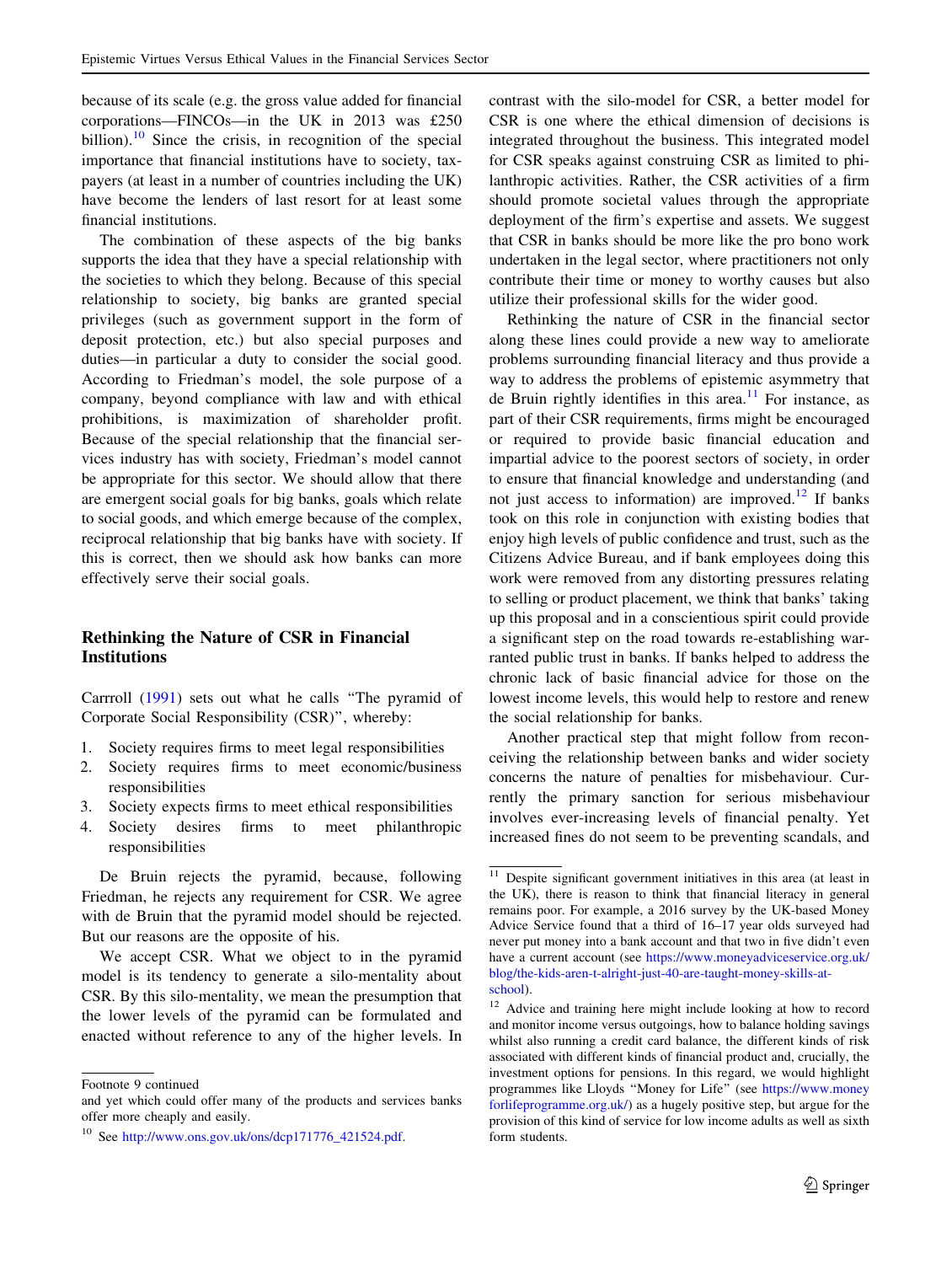because of its scale (e.g. the gross value added for financial corporations—FINCOs—in the UK in 2013 was £250 billion).[10] Since the crisis, in recognition of the special importance that financial institutions have to society, taxpayers (at least in a number of countries including the UK) have become the lenders of last resort for at least some financial institutions.

The combination of these aspects of the big banks supports the idea that they have a special relationship with the societies to which they belong. Because of this special relationship to society, big banks are granted special privileges (such as government support in the form of deposit protection, etc.) but also special purposes and duties—in particular a duty to consider the social good. According to Friedman's model, the sole purpose of a company, beyond compliance with law and with ethical prohibitions, is maximization of shareholder profit. Because of the special relationship that the financial services industry has with society, Friedman's model cannot be appropriate for this sector. We should allow that there are emergent social goals for big banks, goals which relate to social goods, and which emerge because of the complex, reciprocal relationship that big banks have with society. If this is correct, then we should ask how banks can more effectively serve their social goals.

## Rethinking the Nature of CSR in Financial Institutions

Carrroll (1991) sets out what he calls "The pyramid of Corporate Social Responsibility (CSR)", whereby:

1. Society requires firms to meet legal responsibilities
2. Society requires firms to meet economic/business responsibilities
3. Society expects firms to meet ethical responsibilities
4. Society desires firms to meet philanthropic responsibilities

De Bruin rejects the pyramid, because, following Friedman, he rejects any requirement for CSR. We agree with de Bruin that the pyramid model should be rejected. But our reasons are the opposite of his.

We accept CSR. What we object to in the pyramid model is its tendency to generate a silo-mentality about CSR. By this silo-mentality, we mean the presumption that the lower levels of the pyramid can be formulated and enacted without reference to any of the higher levels. In contrast with the silo-model for CSR, a better model for CSR is one where the ethical dimension of decisions is integrated throughout the business. This integrated model for CSR speaks against construing CSR as limited to philanthropic activities. Rather, the CSR activities of a firm should promote societal values through the appropriate deployment of the firm's expertise and assets. We suggest that CSR in banks should be more like the pro bono work undertaken in the legal sector, where practitioners not only contribute their time or money to worthy causes but also utilize their professional skills for the wider good.

Rethinking the nature of CSR in the financial sector along these lines could provide a new way to ameliorate problems surrounding financial literacy and thus provide a way to address the problems of epistemic asymmetry that de Bruin rightly identifies in this area.[11] For instance, as part of their CSR requirements, firms might be encouraged or required to provide basic financial education and impartial advice to the poorest sectors of society, in order to ensure that financial knowledge and understanding (and not just access to information) are improved.[12] If banks took on this role in conjunction with existing bodies that enjoy high levels of public confidence and trust, such as the Citizens Advice Bureau, and if bank employees doing this work were removed from any distorting pressures relating to selling or product placement, we think that banks' taking up this proposal and in a conscientious spirit could provide a significant step on the road towards re-establishing warranted public trust in banks. If banks helped to address the chronic lack of basic financial advice for those on the lowest income levels, this would help to restore and renew the social relationship for banks.

Another practical step that might follow from reconceiving the relationship between banks and wider society concerns the nature of penalties for misbehaviour. Currently the primary sanction for serious misbehaviour involves ever-increasing levels of financial penalty. Yet increased fines do not seem to be preventing scandals, and

---

Footnote 9 continued
and yet which could offer many of the products and services banks offer more cheaply and easily.

[10] See http://www.ons.gov.uk/ons/dcp171776_421524.pdf.

[11] Despite significant government initiatives in this area (at least in the UK), there is reason to think that financial literacy in general remains poor. For example, a 2016 survey by the UK-based Money Advice Service found that a third of 16–17 year olds surveyed had never put money into a bank account and that two in five didn't even have a current account (see https://www.moneyadviceservice.org.uk/blog/the-kids-aren-t-alright-just-40-are-taught-money-skills-at-school).

[12] Advice and training here might include looking at how to record and monitor income versus outgoings, how to balance holding savings whilst also running a credit card balance, the different kinds of risk associated with different kinds of financial product and, crucially, the investment options for pensions. In this regard, we would highlight programmes like Lloyds "Money for Life" (see https://www.moneyforlifeprogramme.org.uk/) as a hugely positive step, but argue for the provision of this kind of service for low income adults as well as sixth form students.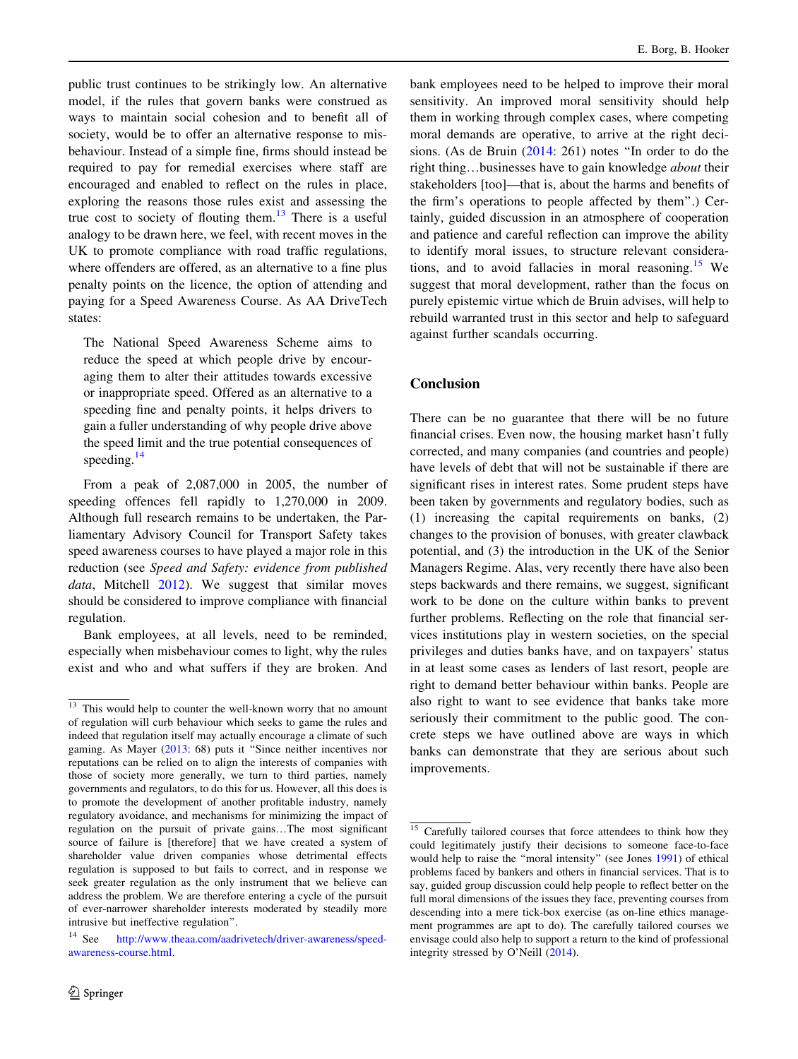public trust continues to be strikingly low. An alternative model, if the rules that govern banks were construed as ways to maintain social cohesion and to benefit all of society, would be to offer an alternative response to misbehaviour. Instead of a simple fine, firms should instead be required to pay for remedial exercises where staff are encouraged and enabled to reflect on the rules in place, exploring the reasons those rules exist and assessing the true cost to society of flouting them.[13] There is a useful analogy to be drawn here, we feel, with recent moves in the UK to promote compliance with road traffic regulations, where offenders are offered, as an alternative to a fine plus penalty points on the licence, the option of attending and paying for a Speed Awareness Course. As AA DriveTech states:

> The National Speed Awareness Scheme aims to reduce the speed at which people drive by encouraging them to alter their attitudes towards excessive or inappropriate speed. Offered as an alternative to a speeding fine and penalty points, it helps drivers to gain a fuller understanding of why people drive above the speed limit and the true potential consequences of speeding.[14]

From a peak of 2,087,000 in 2005, the number of speeding offences fell rapidly to 1,270,000 in 2009. Although full research remains to be undertaken, the Parliamentary Advisory Council for Transport Safety takes speed awareness courses to have played a major role in this reduction (see *Speed and Safety: evidence from published data*, Mitchell 2012). We suggest that similar moves should be considered to improve compliance with financial regulation.

Bank employees, at all levels, need to be reminded, especially when misbehaviour comes to light, why the rules exist and who and what suffers if they are broken. And bank employees need to be helped to improve their moral sensitivity. An improved moral sensitivity should help them in working through complex cases, where competing moral demands are operative, to arrive at the right decisions. (As de Bruin (2014: 261) notes "In order to do the right thing…businesses have to gain knowledge *about* their stakeholders [too]—that is, about the harms and benefits of the firm's operations to people affected by them".) Certainly, guided discussion in an atmosphere of cooperation and patience and careful reflection can improve the ability to identify moral issues, to structure relevant considerations, and to avoid fallacies in moral reasoning.[15] We suggest that moral development, rather than the focus on purely epistemic virtue which de Bruin advises, will help to rebuild warranted trust in this sector and help to safeguard against further scandals occurring.

## Conclusion

There can be no guarantee that there will be no future financial crises. Even now, the housing market hasn't fully corrected, and many companies (and countries and people) have levels of debt that will not be sustainable if there are significant rises in interest rates. Some prudent steps have been taken by governments and regulatory bodies, such as (1) increasing the capital requirements on banks, (2) changes to the provision of bonuses, with greater clawback potential, and (3) the introduction in the UK of the Senior Managers Regime. Alas, very recently there have also been steps backwards and there remains, we suggest, significant work to be done on the culture within banks to prevent further problems. Reflecting on the role that financial services institutions play in western societies, on the special privileges and duties banks have, and on taxpayers' status in at least some cases as lenders of last resort, people are right to demand better behaviour within banks. People are also right to want to see evidence that banks take more seriously their commitment to the public good. The concrete steps we have outlined above are ways in which banks can demonstrate that they are serious about such improvements.

---

[13] This would help to counter the well-known worry that no amount of regulation will curb behaviour which seeks to game the rules and indeed that regulation itself may actually encourage a climate of such gaming. As Mayer (2013: 68) puts it "Since neither incentives nor reputations can be relied on to align the interests of companies with those of society more generally, we turn to third parties, namely governments and regulators, to do this for us. However, all this does is to promote the development of another profitable industry, namely regulatory avoidance, and mechanisms for minimizing the impact of regulation on the pursuit of private gains…The most significant source of failure is [therefore] that we have created a system of shareholder value driven companies whose detrimental effects regulation is supposed to but fails to correct, and in response we seek greater regulation as the only instrument that we believe can address the problem. We are therefore entering a cycle of the pursuit of ever-narrower shareholder interests moderated by steadily more intrusive but ineffective regulation".

[14] See http://www.theaa.com/aadrivetech/driver-awareness/speed-awareness-course.html.

[15] Carefully tailored courses that force attendees to think how they could legitimately justify their decisions to someone face-to-face would help to raise the "moral intensity" (see Jones 1991) of ethical problems faced by bankers and others in financial services. That is to say, guided group discussion could help people to reflect better on the full moral dimensions of the issues they face, preventing courses from descending into a mere tick-box exercise (as on-line ethics management programmes are apt to do). The carefully tailored courses we envisage could also help to support a return to the kind of professional integrity stressed by O'Neill (2014).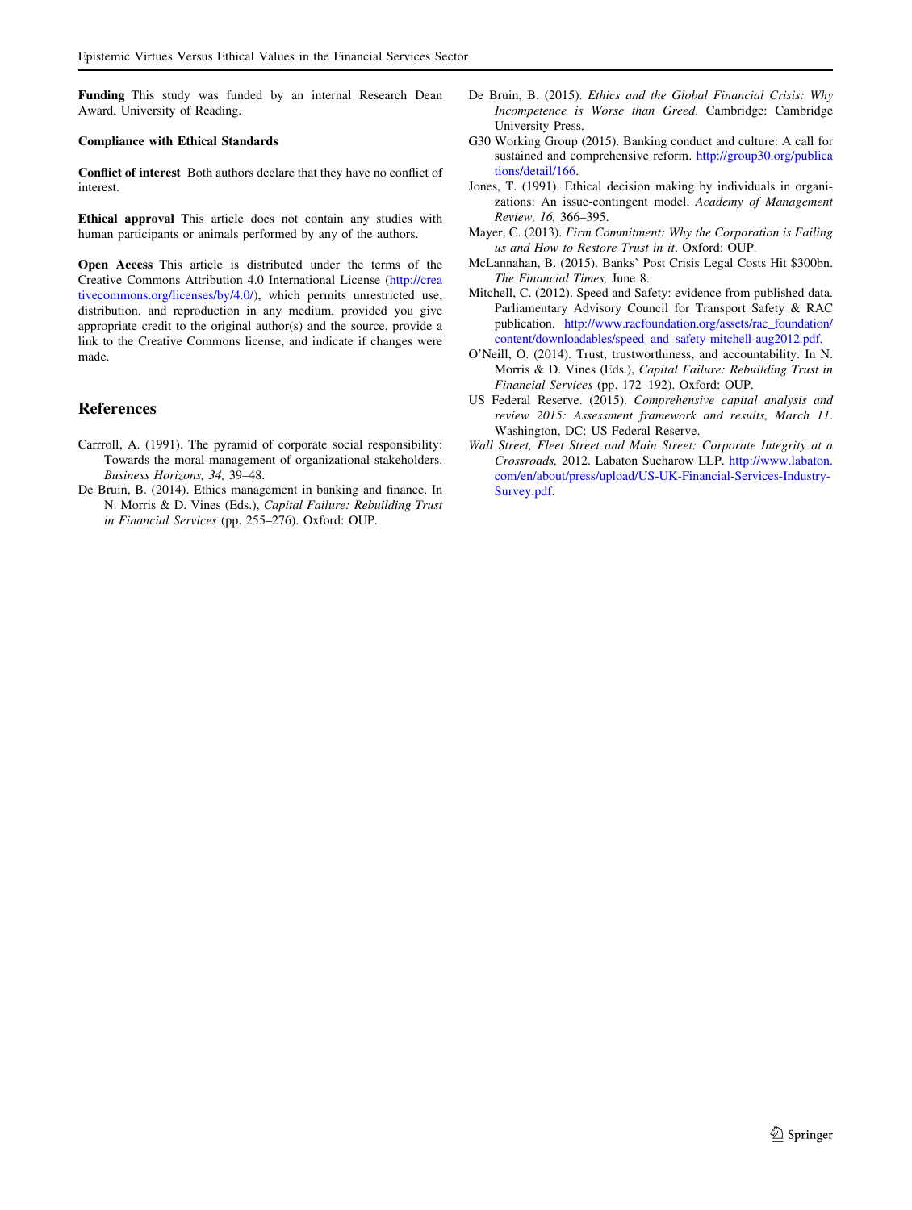**Funding** This study was funded by an internal Research Dean Award, University of Reading.

**Compliance with Ethical Standards**

**Conflict of interest** Both authors declare that they have no conflict of interest.

**Ethical approval** This article does not contain any studies with human participants or animals performed by any of the authors.

**Open Access** This article is distributed under the terms of the Creative Commons Attribution 4.0 International License (http://creativecommons.org/licenses/by/4.0/), which permits unrestricted use, distribution, and reproduction in any medium, provided you give appropriate credit to the original author(s) and the source, provide a link to the Creative Commons license, and indicate if changes were made.

## References

Carrroll, A. (1991). The pyramid of corporate social responsibility: Towards the moral management of organizational stakeholders. *Business Horizons, 34,* 39–48.

De Bruin, B. (2014). Ethics management in banking and finance. In N. Morris & D. Vines (Eds.), *Capital Failure: Rebuilding Trust in Financial Services* (pp. 255–276). Oxford: OUP.

De Bruin, B. (2015). *Ethics and the Global Financial Crisis: Why Incompetence is Worse than Greed*. Cambridge: Cambridge University Press.

G30 Working Group (2015). Banking conduct and culture: A call for sustained and comprehensive reform. http://group30.org/publications/detail/166.

Jones, T. (1991). Ethical decision making by individuals in organizations: An issue-contingent model. *Academy of Management Review, 16,* 366–395.

Mayer, C. (2013). *Firm Commitment: Why the Corporation is Failing us and How to Restore Trust in it*. Oxford: OUP.

McLannahan, B. (2015). Banks' Post Crisis Legal Costs Hit $300bn. *The Financial Times,* June 8.

Mitchell, C. (2012). Speed and Safety: evidence from published data. Parliamentary Advisory Council for Transport Safety & RAC publication. http://www.racfoundation.org/assets/rac_foundation/content/downloadables/speed_and_safety-mitchell-aug2012.pdf.

O'Neill, O. (2014). Trust, trustworthiness, and accountability. In N. Morris & D. Vines (Eds.), *Capital Failure: Rebuilding Trust in Financial Services* (pp. 172–192). Oxford: OUP.

US Federal Reserve. (2015). *Comprehensive capital analysis and review 2015: Assessment framework and results, March 11*. Washington, DC: US Federal Reserve.

*Wall Street, Fleet Street and Main Street: Corporate Integrity at a Crossroads,* 2012. Labaton Sucharow LLP. http://www.labaton.com/en/about/press/upload/US-UK-Financial-Services-Industry-Survey.pdf.